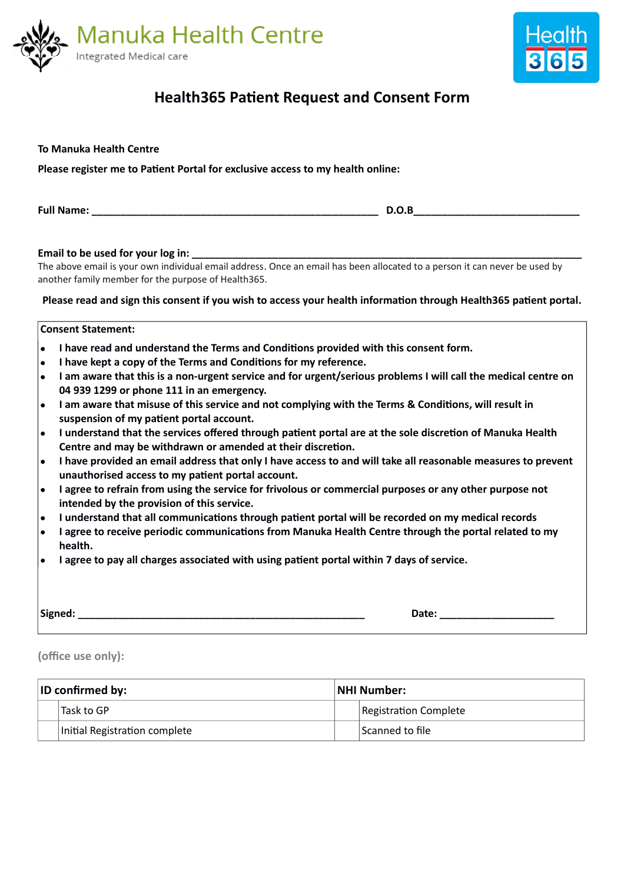Manuka Health Centre

Integrated Medical care

Health 365

# Health365 Patient Request and Consent Form

**To Manuka Health Centre**

**Please register me to Patient Portal for exclusive access to my health online:**

**Full Name:** ________________________________________________ **D.O.B**____________________________

**Email to be used for your log in:** __________________________________________________________________

The above email is your own individual email address. Once an email has been allocated to a person it can never be used by another family member for the purpose of Health365.

**Please read and sign this consent if you wish to access your health information through Health365 patient portal.**

**Consent Statement:**

- **I have read and understand the Terms and Conditions provided with this consent form.**
- **I have kept a copy of the Terms and Conditions for my reference.**
- **I am aware that this is a non-urgent service and for urgent/serious problems I will call the medical centre on 04 939 1299 or phone 111 in an emergency.**
- **I am aware that misuse of this service and not complying with the Terms & Conditions, will result in suspension of my patient portal account.**
- **I understand that the services offered through patient portal are at the sole discretion of Manuka Health Centre and may be withdrawn or amended at their discretion.**
- **I have provided an email address that only I have access to and will take all reasonable measures to prevent unauthorised access to my patient portal account.**
- **I agree to refrain from using the service for frivolous or commercial purposes or any other purpose not intended by the provision of this service.**
- **I understand that all communications through patient portal will be recorded on my medical records**
- **I agree to receive periodic communications from Manuka Health Centre through the portal related to my health.**
- **I agree to pay all charges associated with using patient portal within 7 days of service.**

**Signed:** ________________________________________________ **Date:** ____________________

**(office use only):**

| **ID confirmed by:** | | **NHI Number:** | |
|---|---|---|---|
| | Task to GP | | Registration Complete |
| | Initial Registration complete | | Scanned to file |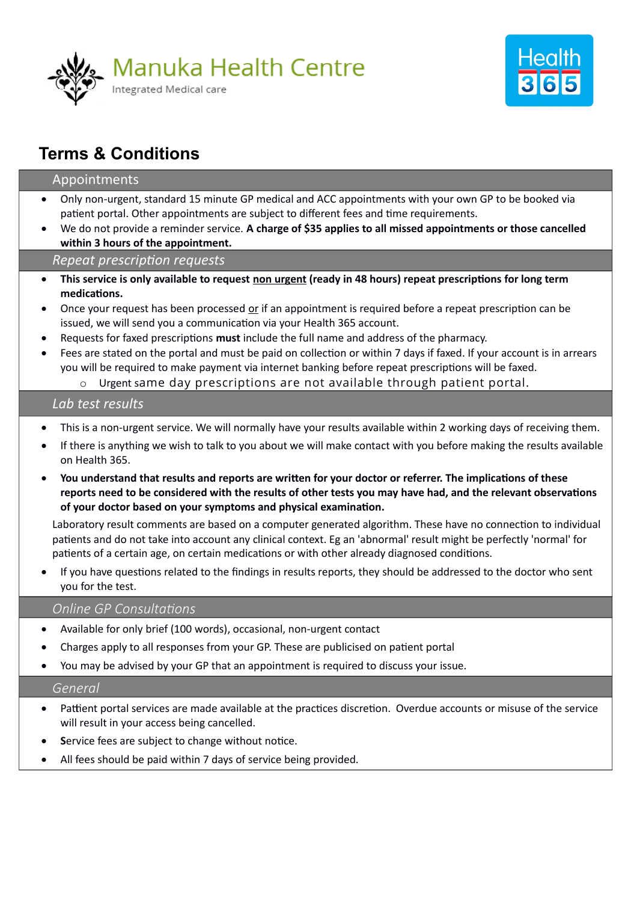Manuka Health Centre
Integrated Medical care

Health 365

# Terms & Conditions

## Appointments

- Only non-urgent, standard 15 minute GP medical and ACC appointments with your own GP to be booked via patient portal. Other appointments are subject to different fees and time requirements.
- We do not provide a reminder service. **A charge of $35 applies to all missed appointments or those cancelled within 3 hours of the appointment.**

## *Repeat prescription requests*

- **This service is only available to request non urgent (ready in 48 hours) repeat prescriptions for long term medications.**
- Once your request has been processed or if an appointment is required before a repeat prescription can be issued, we will send you a communication via your Health 365 account.
- Requests for faxed prescriptions **must** include the full name and address of the pharmacy.
- Fees are stated on the portal and must be paid on collection or within 7 days if faxed. If your account is in arrears you will be required to make payment via internet banking before repeat prescriptions will be faxed.
  - Urgent same day prescriptions are not available through patient portal.

## *Lab test results*

- This is a non-urgent service. We will normally have your results available within 2 working days of receiving them.
- If there is anything we wish to talk to you about we will make contact with you before making the results available on Health 365.
- **You understand that results and reports are written for your doctor or referrer. The implications of these reports need to be considered with the results of other tests you may have had, and the relevant observations of your doctor based on your symptoms and physical examination.**

Laboratory result comments are based on a computer generated algorithm. These have no connection to individual patients and do not take into account any clinical context. Eg an 'abnormal' result might be perfectly 'normal' for patients of a certain age, on certain medications or with other already diagnosed conditions.

- If you have questions related to the findings in results reports, they should be addressed to the doctor who sent you for the test.

## *Online GP Consultations*

- Available for only brief (100 words), occasional, non-urgent contact
- Charges apply to all responses from your GP. These are publicised on patient portal
- You may be advised by your GP that an appointment is required to discuss your issue.

## *General*

- Pattient portal services are made available at the practices discretion. Overdue accounts or misuse of the service will result in your access being cancelled.
- Service fees are subject to change without notice.
- All fees should be paid within 7 days of service being provided.